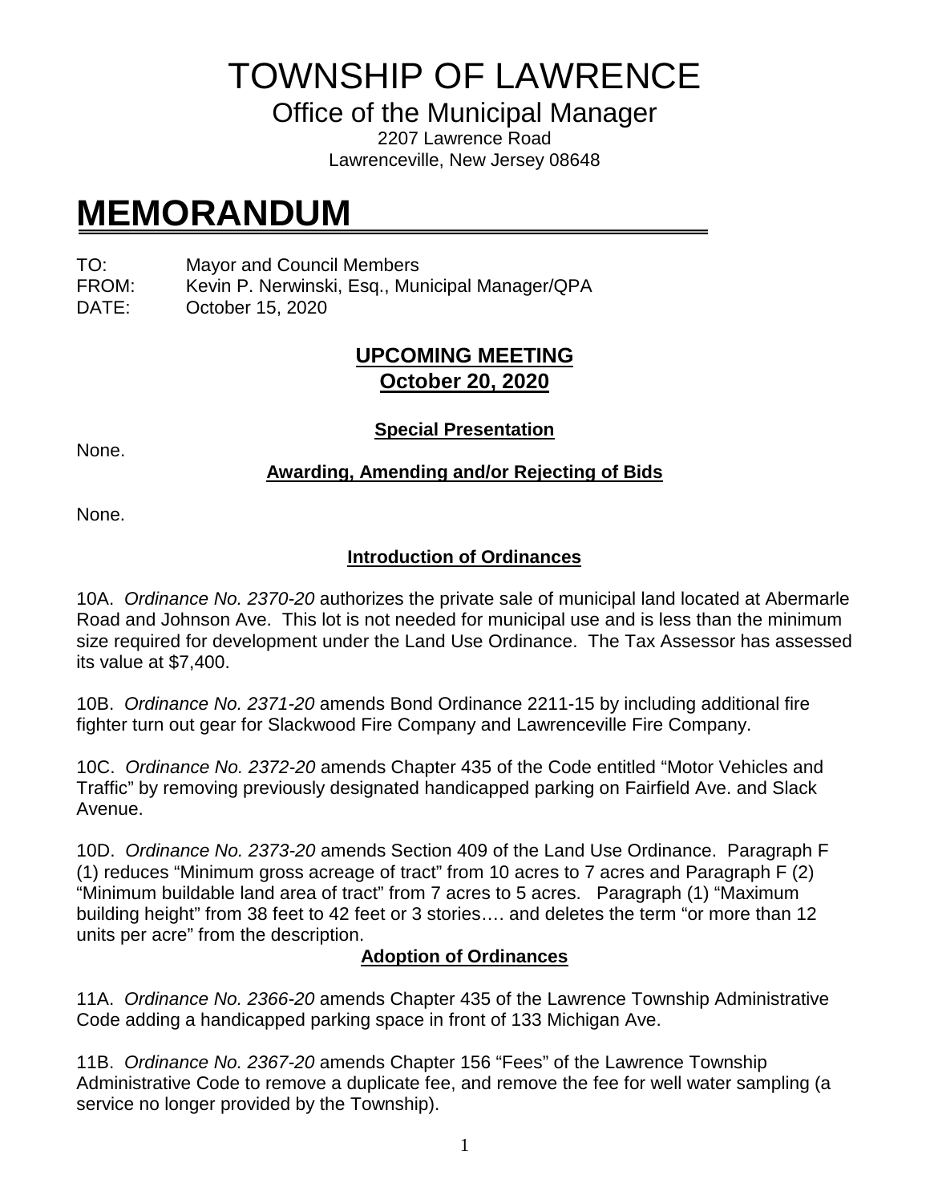# TOWNSHIP OF LAWRENCE

Office of the Municipal Manager
2207 Lawrence Road
Lawrenceville, New Jersey 08648

# MEMORANDUM

TO: Mayor and Council Members
FROM: Kevin P. Nerwinski, Esq., Municipal Manager/QPA
DATE: October 15, 2020

## UPCOMING MEETING
## October 20, 2020

### Special Presentation

None.

### Awarding, Amending and/or Rejecting of Bids

None.

### Introduction of Ordinances

10A. *Ordinance No. 2370-20* authorizes the private sale of municipal land located at Abermarle Road and Johnson Ave. This lot is not needed for municipal use and is less than the minimum size required for development under the Land Use Ordinance. The Tax Assessor has assessed its value at $7,400.

10B. *Ordinance No. 2371-20* amends Bond Ordinance 2211-15 by including additional fire fighter turn out gear for Slackwood Fire Company and Lawrenceville Fire Company.

10C. *Ordinance No. 2372-20* amends Chapter 435 of the Code entitled "Motor Vehicles and Traffic" by removing previously designated handicapped parking on Fairfield Ave. and Slack Avenue.

10D. *Ordinance No. 2373-20* amends Section 409 of the Land Use Ordinance. Paragraph F (1) reduces "Minimum gross acreage of tract" from 10 acres to 7 acres and Paragraph F (2) "Minimum buildable land area of tract" from 7 acres to 5 acres. Paragraph (1) "Maximum building height" from 38 feet to 42 feet or 3 stories…. and deletes the term "or more than 12 units per acre" from the description.

### Adoption of Ordinances

11A. *Ordinance No. 2366-20* amends Chapter 435 of the Lawrence Township Administrative Code adding a handicapped parking space in front of 133 Michigan Ave.

11B. *Ordinance No. 2367-20* amends Chapter 156 "Fees" of the Lawrence Township Administrative Code to remove a duplicate fee, and remove the fee for well water sampling (a service no longer provided by the Township).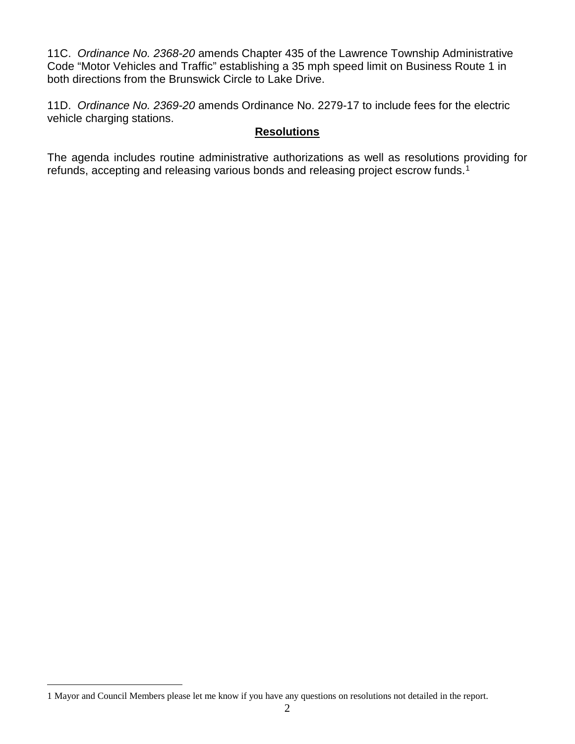11C. *Ordinance No. 2368-20* amends Chapter 435 of the Lawrence Township Administrative Code "Motor Vehicles and Traffic" establishing a 35 mph speed limit on Business Route 1 in both directions from the Brunswick Circle to Lake Drive.

11D. *Ordinance No. 2369-20* amends Ordinance No. 2279-17 to include fees for the electric vehicle charging stations.

**Resolutions**

The agenda includes routine administrative authorizations as well as resolutions providing for refunds, accepting and releasing various bonds and releasing project escrow funds.[1]

---

1 Mayor and Council Members please let me know if you have any questions on resolutions not detailed in the report.